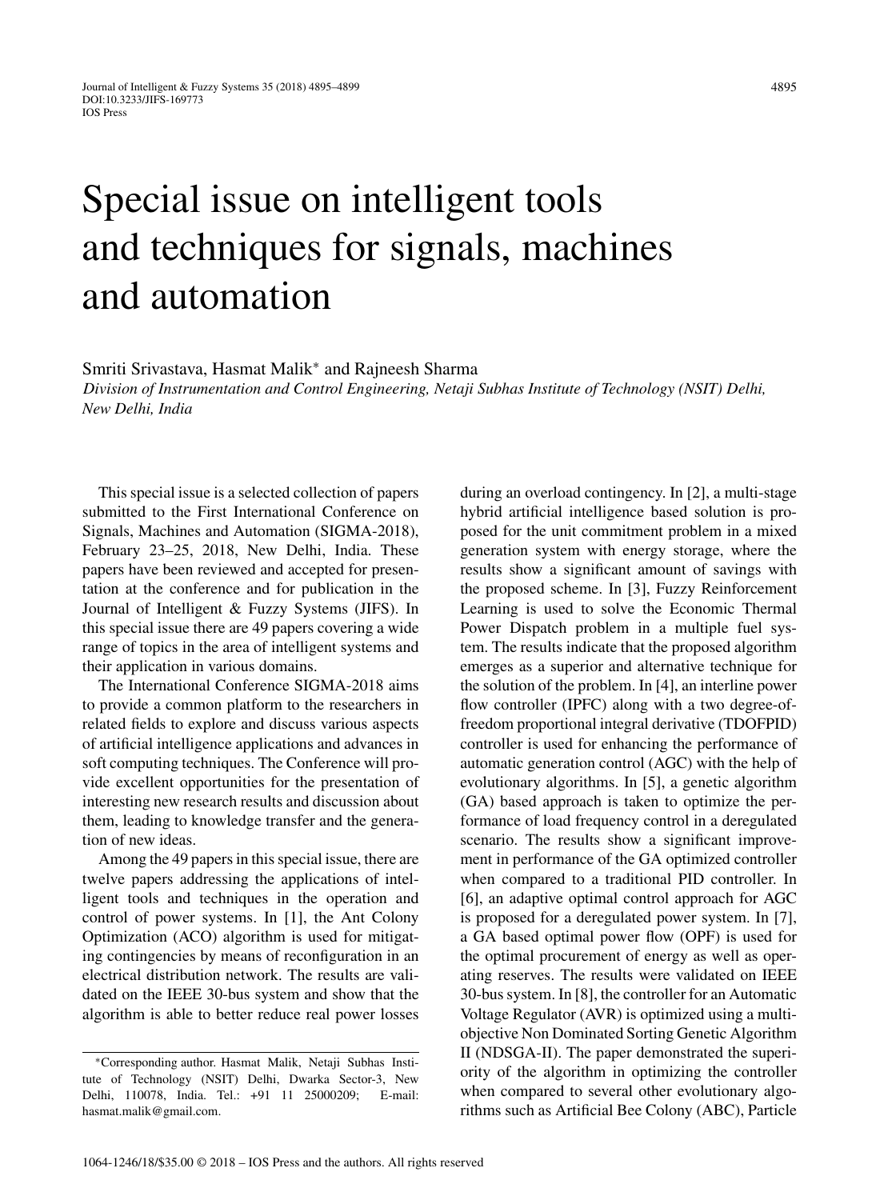# Special issue on intelligent tools and techniques for signals, machines and automation

Smriti Srivastava, Hasmat Malik* and Rajneesh Sharma

*Division of Instrumentation and Control Engineering, Netaji Subhas Institute of Technology (NSIT) Delhi, New Delhi, India*

This special issue is a selected collection of papers submitted to the First International Conference on Signals, Machines and Automation (SIGMA-2018), February 23–25, 2018, New Delhi, India. These papers have been reviewed and accepted for presentation at the conference and for publication in the Journal of Intelligent & Fuzzy Systems (JIFS). In this special issue there are 49 papers covering a wide range of topics in the area of intelligent systems and their application in various domains.

The International Conference SIGMA-2018 aims to provide a common platform to the researchers in related fields to explore and discuss various aspects of artificial intelligence applications and advances in soft computing techniques. The Conference will provide excellent opportunities for the presentation of interesting new research results and discussion about them, leading to knowledge transfer and the generation of new ideas.

Among the 49 papers in this special issue, there are twelve papers addressing the applications of intelligent tools and techniques in the operation and control of power systems. In [1], the Ant Colony Optimization (ACO) algorithm is used for mitigating contingencies by means of reconfiguration in an electrical distribution network. The results are validated on the IEEE 30-bus system and show that the algorithm is able to better reduce real power losses during an overload contingency. In [2], a multi-stage hybrid artificial intelligence based solution is proposed for the unit commitment problem in a mixed generation system with energy storage, where the results show a significant amount of savings with the proposed scheme. In [3], Fuzzy Reinforcement Learning is used to solve the Economic Thermal Power Dispatch problem in a multiple fuel system. The results indicate that the proposed algorithm emerges as a superior and alternative technique for the solution of the problem. In [4], an interline power flow controller (IPFC) along with a two degree-of-freedom proportional integral derivative (TDOFPID) controller is used for enhancing the performance of automatic generation control (AGC) with the help of evolutionary algorithms. In [5], a genetic algorithm (GA) based approach is taken to optimize the performance of load frequency control in a deregulated scenario. The results show a significant improvement in performance of the GA optimized controller when compared to a traditional PID controller. In [6], an adaptive optimal control approach for AGC is proposed for a deregulated power system. In [7], a GA based optimal power flow (OPF) is used for the optimal procurement of energy as well as operating reserves. The results were validated on IEEE 30-bus system. In [8], the controller for an Automatic Voltage Regulator (AVR) is optimized using a multi-objective Non Dominated Sorting Genetic Algorithm II (NDSGA-II). The paper demonstrated the superiority of the algorithm in optimizing the controller when compared to several other evolutionary algorithms such as Artificial Bee Colony (ABC), Particle

*Corresponding author. Hasmat Malik, Netaji Subhas Institute of Technology (NSIT) Delhi, Dwarka Sector-3, New Delhi, 110078, India. Tel.: +91 11 25000209; E-mail: hasmat.malik@gmail.com.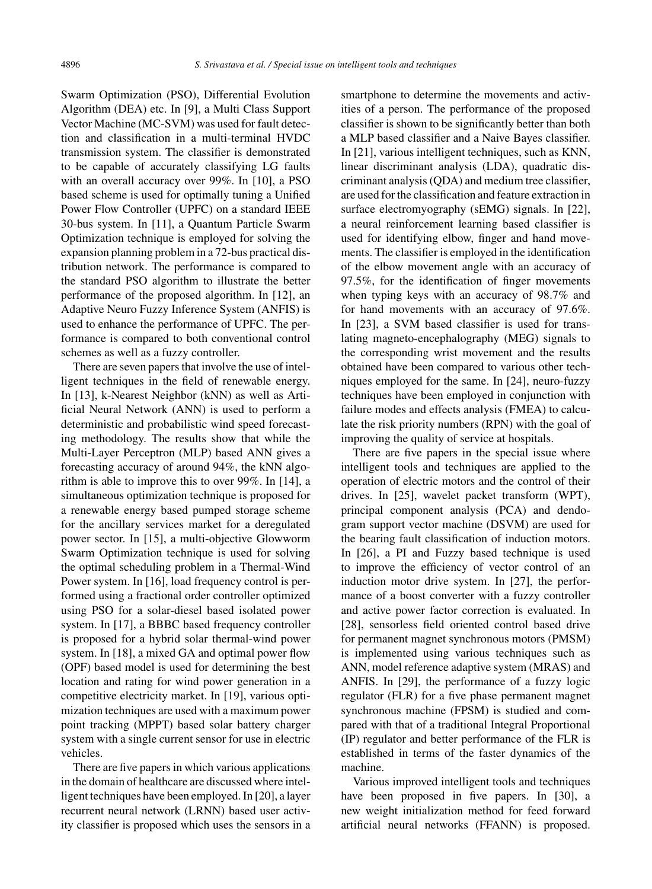Swarm Optimization (PSO), Differential Evolution Algorithm (DEA) etc. In [9], a Multi Class Support Vector Machine (MC-SVM) was used for fault detection and classification in a multi-terminal HVDC transmission system. The classifier is demonstrated to be capable of accurately classifying LG faults with an overall accuracy over 99%. In [10], a PSO based scheme is used for optimally tuning a Unified Power Flow Controller (UPFC) on a standard IEEE 30-bus system. In [11], a Quantum Particle Swarm Optimization technique is employed for solving the expansion planning problem in a 72-bus practical distribution network. The performance is compared to the standard PSO algorithm to illustrate the better performance of the proposed algorithm. In [12], an Adaptive Neuro Fuzzy Inference System (ANFIS) is used to enhance the performance of UPFC. The performance is compared to both conventional control schemes as well as a fuzzy controller.

There are seven papers that involve the use of intelligent techniques in the field of renewable energy. In [13], k-Nearest Neighbor (kNN) as well as Artificial Neural Network (ANN) is used to perform a deterministic and probabilistic wind speed forecasting methodology. The results show that while the Multi-Layer Perceptron (MLP) based ANN gives a forecasting accuracy of around 94%, the kNN algorithm is able to improve this to over 99%. In [14], a simultaneous optimization technique is proposed for a renewable energy based pumped storage scheme for the ancillary services market for a deregulated power sector. In [15], a multi-objective Glowworm Swarm Optimization technique is used for solving the optimal scheduling problem in a Thermal-Wind Power system. In [16], load frequency control is performed using a fractional order controller optimized using PSO for a solar-diesel based isolated power system. In [17], a BBBC based frequency controller is proposed for a hybrid solar thermal-wind power system. In [18], a mixed GA and optimal power flow (OPF) based model is used for determining the best location and rating for wind power generation in a competitive electricity market. In [19], various optimization techniques are used with a maximum power point tracking (MPPT) based solar battery charger system with a single current sensor for use in electric vehicles.

There are five papers in which various applications in the domain of healthcare are discussed where intelligent techniques have been employed. In [20], a layer recurrent neural network (LRNN) based user activity classifier is proposed which uses the sensors in a smartphone to determine the movements and activities of a person. The performance of the proposed classifier is shown to be significantly better than both a MLP based classifier and a Naive Bayes classifier. In [21], various intelligent techniques, such as KNN, linear discriminant analysis (LDA), quadratic discriminant analysis (QDA) and medium tree classifier, are used for the classification and feature extraction in surface electromyography (sEMG) signals. In [22], a neural reinforcement learning based classifier is used for identifying elbow, finger and hand movements. The classifier is employed in the identification of the elbow movement angle with an accuracy of 97.5%, for the identification of finger movements when typing keys with an accuracy of 98.7% and for hand movements with an accuracy of 97.6%. In [23], a SVM based classifier is used for translating magneto-encephalography (MEG) signals to the corresponding wrist movement and the results obtained have been compared to various other techniques employed for the same. In [24], neuro-fuzzy techniques have been employed in conjunction with failure modes and effects analysis (FMEA) to calculate the risk priority numbers (RPN) with the goal of improving the quality of service at hospitals.

There are five papers in the special issue where intelligent tools and techniques are applied to the operation of electric motors and the control of their drives. In [25], wavelet packet transform (WPT), principal component analysis (PCA) and dendogram support vector machine (DSVM) are used for the bearing fault classification of induction motors. In [26], a PI and Fuzzy based technique is used to improve the efficiency of vector control of an induction motor drive system. In [27], the performance of a boost converter with a fuzzy controller and active power factor correction is evaluated. In [28], sensorless field oriented control based drive for permanent magnet synchronous motors (PMSM) is implemented using various techniques such as ANN, model reference adaptive system (MRAS) and ANFIS. In [29], the performance of a fuzzy logic regulator (FLR) for a five phase permanent magnet synchronous machine (FPSM) is studied and compared with that of a traditional Integral Proportional (IP) regulator and better performance of the FLR is established in terms of the faster dynamics of the machine.

Various improved intelligent tools and techniques have been proposed in five papers. In [30], a new weight initialization method for feed forward artificial neural networks (FFANN) is proposed.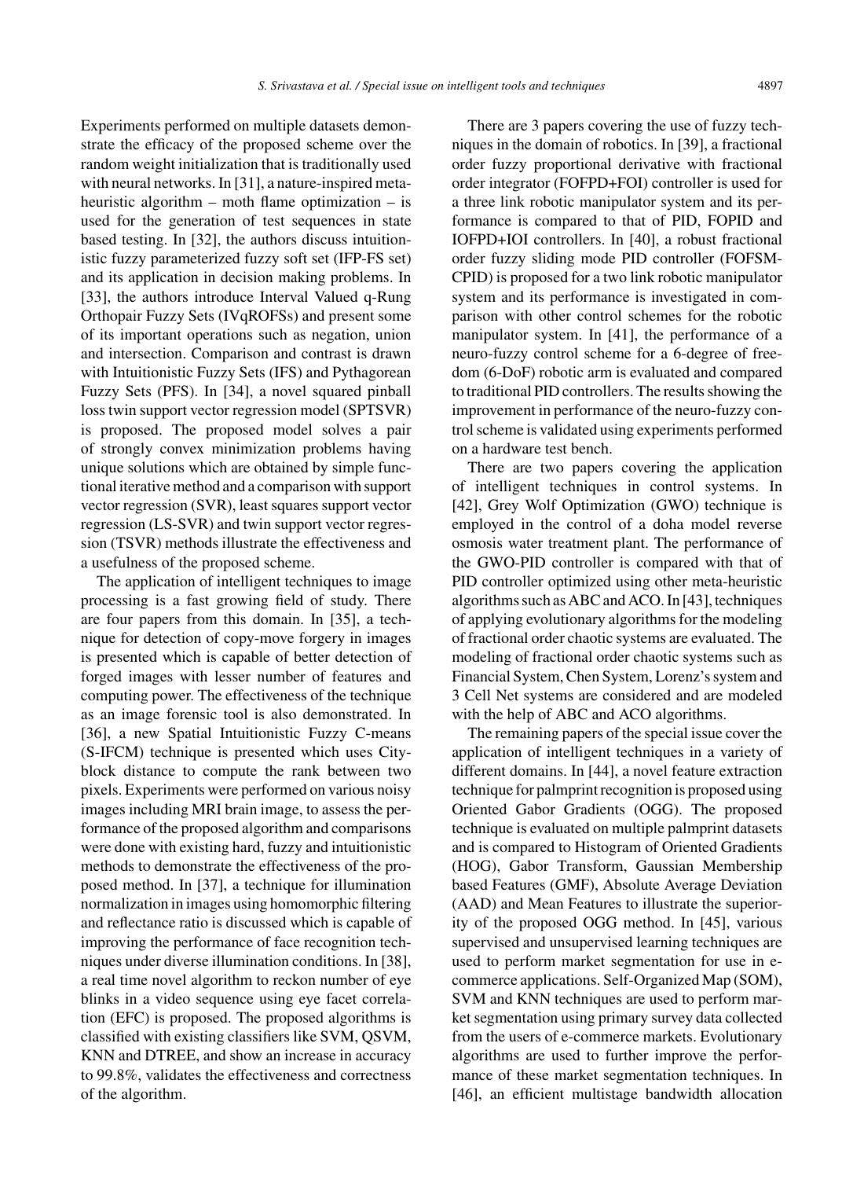Experiments performed on multiple datasets demonstrate the efficacy of the proposed scheme over the random weight initialization that is traditionally used with neural networks. In [31], a nature-inspired metaheuristic algorithm – moth flame optimization – is used for the generation of test sequences in state based testing. In [32], the authors discuss intuitionistic fuzzy parameterized fuzzy soft set (IFP-FS set) and its application in decision making problems. In [33], the authors introduce Interval Valued q-Rung Orthopair Fuzzy Sets (IVqROFSs) and present some of its important operations such as negation, union and intersection. Comparison and contrast is drawn with Intuitionistic Fuzzy Sets (IFS) and Pythagorean Fuzzy Sets (PFS). In [34], a novel squared pinball loss twin support vector regression model (SPTSVR) is proposed. The proposed model solves a pair of strongly convex minimization problems having unique solutions which are obtained by simple functional iterative method and a comparison with support vector regression (SVR), least squares support vector regression (LS-SVR) and twin support vector regression (TSVR) methods illustrate the effectiveness and a usefulness of the proposed scheme.

The application of intelligent techniques to image processing is a fast growing field of study. There are four papers from this domain. In [35], a technique for detection of copy-move forgery in images is presented which is capable of better detection of forged images with lesser number of features and computing power. The effectiveness of the technique as an image forensic tool is also demonstrated. In [36], a new Spatial Intuitionistic Fuzzy C-means (S-IFCM) technique is presented which uses City-block distance to compute the rank between two pixels. Experiments were performed on various noisy images including MRI brain image, to assess the performance of the proposed algorithm and comparisons were done with existing hard, fuzzy and intuitionistic methods to demonstrate the effectiveness of the proposed method. In [37], a technique for illumination normalization in images using homomorphic filtering and reflectance ratio is discussed which is capable of improving the performance of face recognition techniques under diverse illumination conditions. In [38], a real time novel algorithm to reckon number of eye blinks in a video sequence using eye facet correlation (EFC) is proposed. The proposed algorithms is classified with existing classifiers like SVM, QSVM, KNN and DTREE, and show an increase in accuracy to 99.8%, validates the effectiveness and correctness of the algorithm.

There are 3 papers covering the use of fuzzy techniques in the domain of robotics. In [39], a fractional order fuzzy proportional derivative with fractional order integrator (FOFPD+FOI) controller is used for a three link robotic manipulator system and its performance is compared to that of PID, FOPID and IOFPD+IOI controllers. In [40], a robust fractional order fuzzy sliding mode PID controller (FOFSM-CPID) is proposed for a two link robotic manipulator system and its performance is investigated in comparison with other control schemes for the robotic manipulator system. In [41], the performance of a neuro-fuzzy control scheme for a 6-degree of freedom (6-DoF) robotic arm is evaluated and compared to traditional PID controllers. The results showing the improvement in performance of the neuro-fuzzy control scheme is validated using experiments performed on a hardware test bench.

There are two papers covering the application of intelligent techniques in control systems. In [42], Grey Wolf Optimization (GWO) technique is employed in the control of a doha model reverse osmosis water treatment plant. The performance of the GWO-PID controller is compared with that of PID controller optimized using other meta-heuristic algorithms such as ABC and ACO. In [43], techniques of applying evolutionary algorithms for the modeling of fractional order chaotic systems are evaluated. The modeling of fractional order chaotic systems such as Financial System, Chen System, Lorenz's system and 3 Cell Net systems are considered and are modeled with the help of ABC and ACO algorithms.

The remaining papers of the special issue cover the application of intelligent techniques in a variety of different domains. In [44], a novel feature extraction technique for palmprint recognition is proposed using Oriented Gabor Gradients (OGG). The proposed technique is evaluated on multiple palmprint datasets and is compared to Histogram of Oriented Gradients (HOG), Gabor Transform, Gaussian Membership based Features (GMF), Absolute Average Deviation (AAD) and Mean Features to illustrate the superiority of the proposed OGG method. In [45], various supervised and unsupervised learning techniques are used to perform market segmentation for use in e-commerce applications. Self-Organized Map (SOM), SVM and KNN techniques are used to perform market segmentation using primary survey data collected from the users of e-commerce markets. Evolutionary algorithms are used to further improve the performance of these market segmentation techniques. In [46], an efficient multistage bandwidth allocation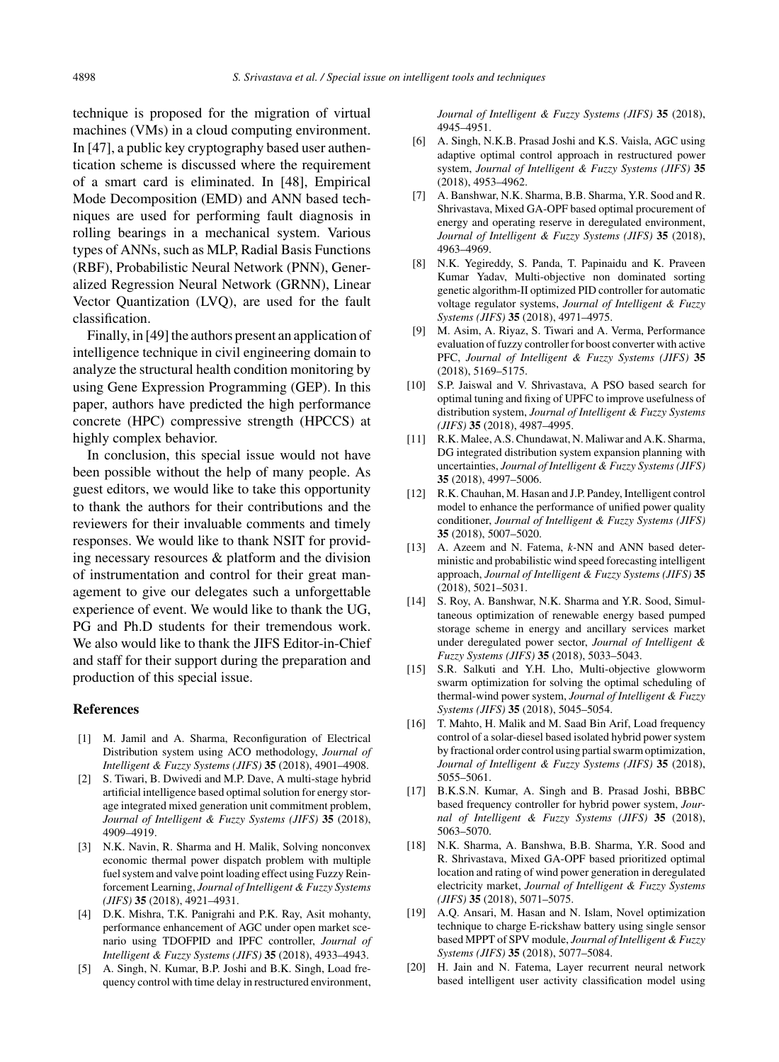technique is proposed for the migration of virtual machines (VMs) in a cloud computing environment. In [47], a public key cryptography based user authentication scheme is discussed where the requirement of a smart card is eliminated. In [48], Empirical Mode Decomposition (EMD) and ANN based techniques are used for performing fault diagnosis in rolling bearings in a mechanical system. Various types of ANNs, such as MLP, Radial Basis Functions (RBF), Probabilistic Neural Network (PNN), Generalized Regression Neural Network (GRNN), Linear Vector Quantization (LVQ), are used for the fault classification.

Finally, in [49] the authors present an application of intelligence technique in civil engineering domain to analyze the structural health condition monitoring by using Gene Expression Programming (GEP). In this paper, authors have predicted the high performance concrete (HPC) compressive strength (HPCCS) at highly complex behavior.

In conclusion, this special issue would not have been possible without the help of many people. As guest editors, we would like to take this opportunity to thank the authors for their contributions and the reviewers for their invaluable comments and timely responses. We would like to thank NSIT for providing necessary resources & platform and the division of instrumentation and control for their great management to give our delegates such a unforgettable experience of event. We would like to thank the UG, PG and Ph.D students for their tremendous work. We also would like to thank the JIFS Editor-in-Chief and staff for their support during the preparation and production of this special issue.

## References

[1] M. Jamil and A. Sharma, Reconfiguration of Electrical Distribution system using ACO methodology, *Journal of Intelligent & Fuzzy Systems (JIFS)* **35** (2018), 4901–4908.

[2] S. Tiwari, B. Dwivedi and M.P. Dave, A multi-stage hybrid artificial intelligence based optimal solution for energy storage integrated mixed generation unit commitment problem, *Journal of Intelligent & Fuzzy Systems (JIFS)* **35** (2018), 4909–4919.

[3] N.K. Navin, R. Sharma and H. Malik, Solving nonconvex economic thermal power dispatch problem with multiple fuel system and valve point loading effect using Fuzzy Reinforcement Learning, *Journal of Intelligent & Fuzzy Systems (JIFS)* **35** (2018), 4921–4931.

[4] D.K. Mishra, T.K. Panigrahi and P.K. Ray, Asit mohanty, performance enhancement of AGC under open market scenario using TDOFPID and IPFC controller, *Journal of Intelligent & Fuzzy Systems (JIFS)* **35** (2018), 4933–4943.

[5] A. Singh, N. Kumar, B.P. Joshi and B.K. Singh, Load frequency control with time delay in restructured environment, *Journal of Intelligent & Fuzzy Systems (JIFS)* **35** (2018), 4945–4951.

[6] A. Singh, N.K.B. Prasad Joshi and K.S. Vaisla, AGC using adaptive optimal control approach in restructured power system, *Journal of Intelligent & Fuzzy Systems (JIFS)* **35** (2018), 4953–4962.

[7] A. Banshwar, N.K. Sharma, B.B. Sharma, Y.R. Sood and R. Shrivastava, Mixed GA-OPF based optimal procurement of energy and operating reserve in deregulated environment, *Journal of Intelligent & Fuzzy Systems (JIFS)* **35** (2018), 4963–4969.

[8] N.K. Yegireddy, S. Panda, T. Papinaidu and K. Praveen Kumar Yadav, Multi-objective non dominated sorting genetic algorithm-II optimized PID controller for automatic voltage regulator systems, *Journal of Intelligent & Fuzzy Systems (JIFS)* **35** (2018), 4971–4975.

[9] M. Asim, A. Riyaz, S. Tiwari and A. Verma, Performance evaluation of fuzzy controller for boost converter with active PFC, *Journal of Intelligent & Fuzzy Systems (JIFS)* **35** (2018), 5169–5175.

[10] S.P. Jaiswal and V. Shrivastava, A PSO based search for optimal tuning and fixing of UPFC to improve usefulness of distribution system, *Journal of Intelligent & Fuzzy Systems (JIFS)* **35** (2018), 4987–4995.

[11] R.K. Malee, A.S. Chundawat, N. Maliwar and A.K. Sharma, DG integrated distribution system expansion planning with uncertainties, *Journal of Intelligent & Fuzzy Systems (JIFS)* **35** (2018), 4997–5006.

[12] R.K. Chauhan, M. Hasan and J.P. Pandey, Intelligent control model to enhance the performance of unified power quality conditioner, *Journal of Intelligent & Fuzzy Systems (JIFS)* **35** (2018), 5007–5020.

[13] A. Azeem and N. Fatema, *k*-NN and ANN based deterministic and probabilistic wind speed forecasting intelligent approach, *Journal of Intelligent & Fuzzy Systems (JIFS)* **35** (2018), 5021–5031.

[14] S. Roy, A. Banshwar, N.K. Sharma and Y.R. Sood, Simultaneous optimization of renewable energy based pumped storage scheme in energy and ancillary services market under deregulated power sector, *Journal of Intelligent & Fuzzy Systems (JIFS)* **35** (2018), 5033–5043.

[15] S.R. Salkuti and Y.H. Lho, Multi-objective glowworm swarm optimization for solving the optimal scheduling of thermal-wind power system, *Journal of Intelligent & Fuzzy Systems (JIFS)* **35** (2018), 5045–5054.

[16] T. Mahto, H. Malik and M. Saad Bin Arif, Load frequency control of a solar-diesel based isolated hybrid power system by fractional order control using partial swarm optimization, *Journal of Intelligent & Fuzzy Systems (JIFS)* **35** (2018), 5055–5061.

[17] B.K.S.N. Kumar, A. Singh and B. Prasad Joshi, BBBC based frequency controller for hybrid power system, *Journal of Intelligent & Fuzzy Systems (JIFS)* **35** (2018), 5063–5070.

[18] N.K. Sharma, A. Banshwa, B.B. Sharma, Y.R. Sood and R. Shrivastava, Mixed GA-OPF based prioritized optimal location and rating of wind power generation in deregulated electricity market, *Journal of Intelligent & Fuzzy Systems (JIFS)* **35** (2018), 5071–5075.

[19] A.Q. Ansari, M. Hasan and N. Islam, Novel optimization technique to charge E-rickshaw battery using single sensor based MPPT of SPV module, *Journal of Intelligent & Fuzzy Systems (JIFS)* **35** (2018), 5077–5084.

[20] H. Jain and N. Fatema, Layer recurrent neural network based intelligent user activity classification model using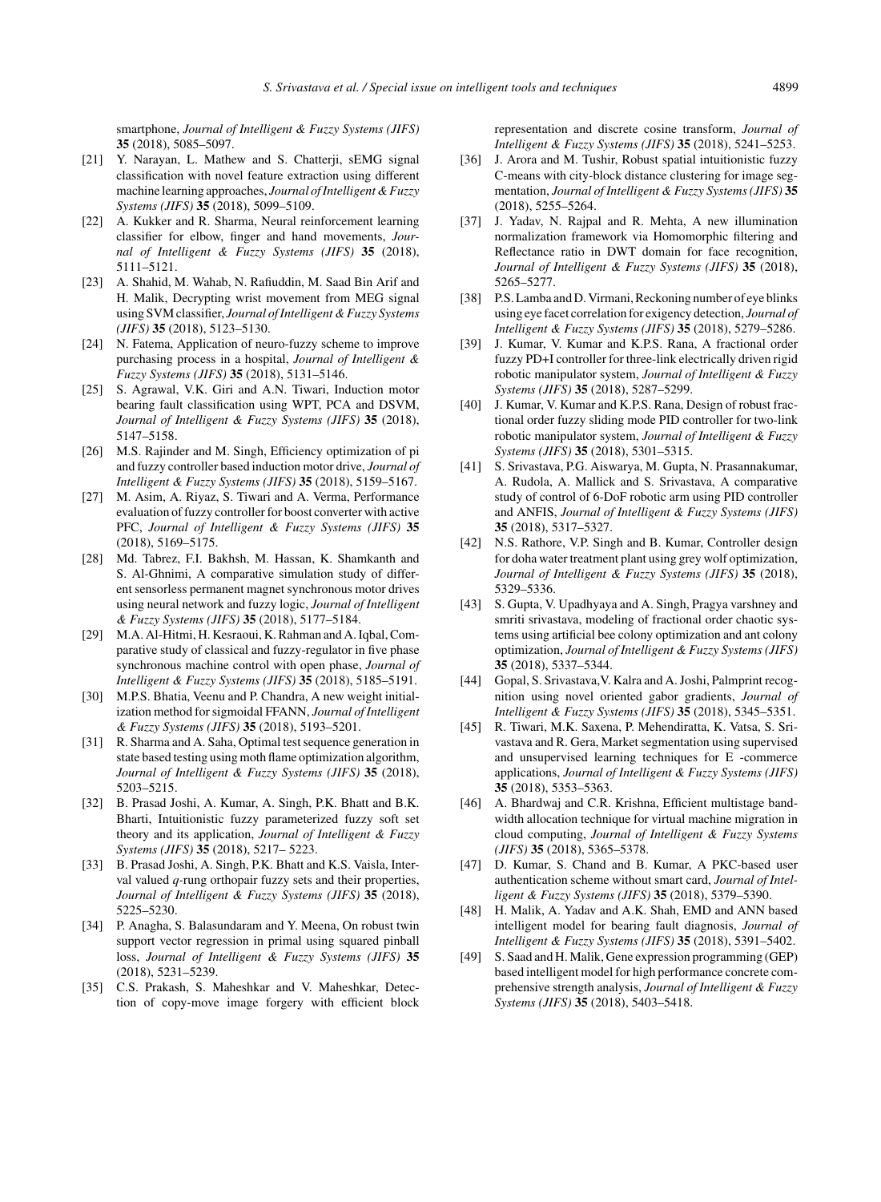smartphone, *Journal of Intelligent & Fuzzy Systems (JIFS)* **35** (2018), 5085–5097.

[21] Y. Narayan, L. Mathew and S. Chatterji, sEMG signal classification with novel feature extraction using different machine learning approaches, *Journal of Intelligent & Fuzzy Systems (JIFS)* **35** (2018), 5099–5109.

[22] A. Kukker and R. Sharma, Neural reinforcement learning classifier for elbow, finger and hand movements, *Journal of Intelligent & Fuzzy Systems (JIFS)* **35** (2018), 5111–5121.

[23] A. Shahid, M. Wahab, N. Rafiuddin, M. Saad Bin Arif and H. Malik, Decrypting wrist movement from MEG signal using SVM classifier, *Journal of Intelligent & Fuzzy Systems (JIFS)* **35** (2018), 5123–5130.

[24] N. Fatema, Application of neuro-fuzzy scheme to improve purchasing process in a hospital, *Journal of Intelligent & Fuzzy Systems (JIFS)* **35** (2018), 5131–5146.

[25] S. Agrawal, V.K. Giri and A.N. Tiwari, Induction motor bearing fault classification using WPT, PCA and DSVM, *Journal of Intelligent & Fuzzy Systems (JIFS)* **35** (2018), 5147–5158.

[26] M.S. Rajinder and M. Singh, Efficiency optimization of pi and fuzzy controller based induction motor drive, *Journal of Intelligent & Fuzzy Systems (JIFS)* **35** (2018), 5159–5167.

[27] M. Asim, A. Riyaz, S. Tiwari and A. Verma, Performance evaluation of fuzzy controller for boost converter with active PFC, *Journal of Intelligent & Fuzzy Systems (JIFS)* **35** (2018), 5169–5175.

[28] Md. Tabrez, F.I. Bakhsh, M. Hassan, K. Shamkanth and S. Al-Ghnimi, A comparative simulation study of different sensorless permanent magnet synchronous motor drives using neural network and fuzzy logic, *Journal of Intelligent & Fuzzy Systems (JIFS)* **35** (2018), 5177–5184.

[29] M.A. Al-Hitmi, H. Kesraoui, K. Rahman and A. Iqbal, Comparative study of classical and fuzzy-regulator in five phase synchronous machine control with open phase, *Journal of Intelligent & Fuzzy Systems (JIFS)* **35** (2018), 5185–5191.

[30] M.P.S. Bhatia, Veenu and P. Chandra, A new weight initialization method for sigmoidal FFANN, *Journal of Intelligent & Fuzzy Systems (JIFS)* **35** (2018), 5193–5201.

[31] R. Sharma and A. Saha, Optimal test sequence generation in state based testing using moth flame optimization algorithm, *Journal of Intelligent & Fuzzy Systems (JIFS)* **35** (2018), 5203–5215.

[32] B. Prasad Joshi, A. Kumar, A. Singh, P.K. Bhatt and B.K. Bharti, Intuitionistic fuzzy parameterized fuzzy soft set theory and its application, *Journal of Intelligent & Fuzzy Systems (JIFS)* **35** (2018), 5217– 5223.

[33] B. Prasad Joshi, A. Singh, P.K. Bhatt and K.S. Vaisla, Interval valued $q$-rung orthopair fuzzy sets and their properties, *Journal of Intelligent & Fuzzy Systems (JIFS)* **35** (2018), 5225–5230.

[34] P. Anagha, S. Balasundaram and Y. Meena, On robust twin support vector regression in primal using squared pinball loss, *Journal of Intelligent & Fuzzy Systems (JIFS)* **35** (2018), 5231–5239.

[35] C.S. Prakash, S. Maheshkar and V. Maheshkar, Detection of copy-move image forgery with efficient block representation and discrete cosine transform, *Journal of Intelligent & Fuzzy Systems (JIFS)* **35** (2018), 5241–5253.

[36] J. Arora and M. Tushir, Robust spatial intuitionistic fuzzy C-means with city-block distance clustering for image segmentation, *Journal of Intelligent & Fuzzy Systems (JIFS)* **35** (2018), 5255–5264.

[37] J. Yadav, N. Rajpal and R. Mehta, A new illumination normalization framework via Homomorphic filtering and Reflectance ratio in DWT domain for face recognition, *Journal of Intelligent & Fuzzy Systems (JIFS)* **35** (2018), 5265–5277.

[38] P.S. Lamba and D. Virmani, Reckoning number of eye blinks using eye facet correlation for exigency detection, *Journal of Intelligent & Fuzzy Systems (JIFS)* **35** (2018), 5279–5286.

[39] J. Kumar, V. Kumar and K.P.S. Rana, A fractional order fuzzy PD+I controller for three-link electrically driven rigid robotic manipulator system, *Journal of Intelligent & Fuzzy Systems (JIFS)* **35** (2018), 5287–5299.

[40] J. Kumar, V. Kumar and K.P.S. Rana, Design of robust fractional order fuzzy sliding mode PID controller for two-link robotic manipulator system, *Journal of Intelligent & Fuzzy Systems (JIFS)* **35** (2018), 5301–5315.

[41] S. Srivastava, P.G. Aiswarya, M. Gupta, N. Prasannakumar, A. Rudola, A. Mallick and S. Srivastava, A comparative study of control of 6-DoF robotic arm using PID controller and ANFIS, *Journal of Intelligent & Fuzzy Systems (JIFS)* **35** (2018), 5317–5327.

[42] N.S. Rathore, V.P. Singh and B. Kumar, Controller design for doha water treatment plant using grey wolf optimization, *Journal of Intelligent & Fuzzy Systems (JIFS)* **35** (2018), 5329–5336.

[43] S. Gupta, V. Upadhyaya and A. Singh, Pragya varshney and smriti srivastava, modeling of fractional order chaotic systems using artificial bee colony optimization and ant colony optimization, *Journal of Intelligent & Fuzzy Systems (JIFS)* **35** (2018), 5337–5344.

[44] Gopal, S. Srivastava,V. Kalra and A. Joshi, Palmprint recognition using novel oriented gabor gradients, *Journal of Intelligent & Fuzzy Systems (JIFS)* **35** (2018), 5345–5351.

[45] R. Tiwari, M.K. Saxena, P. Mehendiratta, K. Vatsa, S. Srivastava and R. Gera, Market segmentation using supervised and unsupervised learning techniques for E -commerce applications, *Journal of Intelligent & Fuzzy Systems (JIFS)* **35** (2018), 5353–5363.

[46] A. Bhardwaj and C.R. Krishna, Efficient multistage bandwidth allocation technique for virtual machine migration in cloud computing, *Journal of Intelligent & Fuzzy Systems (JIFS)* **35** (2018), 5365–5378.

[47] D. Kumar, S. Chand and B. Kumar, A PKC-based user authentication scheme without smart card, *Journal of Intelligent & Fuzzy Systems (JIFS)* **35** (2018), 5379–5390.

[48] H. Malik, A. Yadav and A.K. Shah, EMD and ANN based intelligent model for bearing fault diagnosis, *Journal of Intelligent & Fuzzy Systems (JIFS)* **35** (2018), 5391–5402.

[49] S. Saad and H. Malik, Gene expression programming (GEP) based intelligent model for high performance concrete comprehensive strength analysis, *Journal of Intelligent & Fuzzy Systems (JIFS)* **35** (2018), 5403–5418.